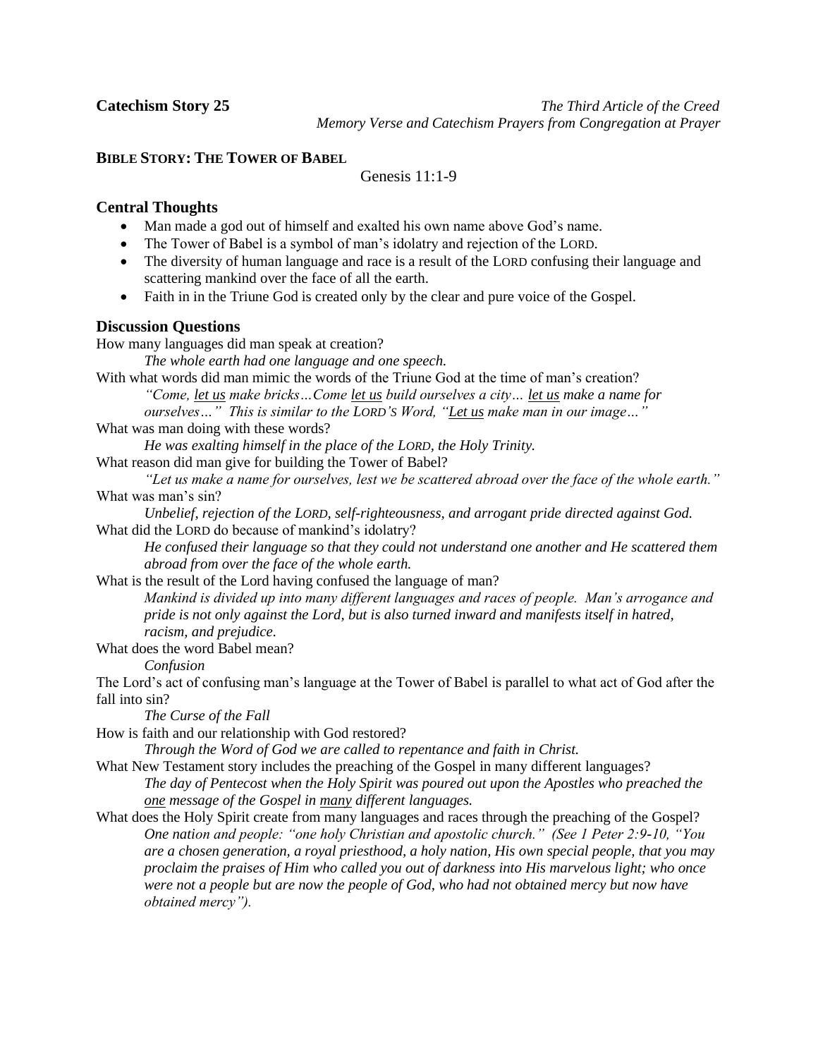**Catechism Story 25** *The Third Article of the Creed*
*Memory Verse and Catechism Prayers from Congregation at Prayer*

**BIBLE STORY: THE TOWER OF BABEL**

Genesis 11:1-9

## Central Thoughts

- Man made a god out of himself and exalted his own name above God's name.
- The Tower of Babel is a symbol of man's idolatry and rejection of the LORD.
- The diversity of human language and race is a result of the LORD confusing their language and scattering mankind over the face of all the earth.
- Faith in in the Triune God is created only by the clear and pure voice of the Gospel.

## Discussion Questions

How many languages did man speak at creation?

*The whole earth had one language and one speech.*

With what words did man mimic the words of the Triune God at the time of man's creation?

*"Come, <u>let us</u> make bricks…Come <u>let us</u> build ourselves a city… <u>let us</u> make a name for ourselves…" This is similar to the LORD's Word, "<u>Let us</u> make man in our image…"*

What was man doing with these words?

*He was exalting himself in the place of the LORD, the Holy Trinity.*

What reason did man give for building the Tower of Babel?

*"Let us make a name for ourselves, lest we be scattered abroad over the face of the whole earth."*

What was man's sin?

*Unbelief, rejection of the LORD, self-righteousness, and arrogant pride directed against God.*

What did the LORD do because of mankind's idolatry?

*He confused their language so that they could not understand one another and He scattered them abroad from over the face of the whole earth.*

What is the result of the Lord having confused the language of man?

*Mankind is divided up into many different languages and races of people. Man's arrogance and pride is not only against the Lord, but is also turned inward and manifests itself in hatred, racism, and prejudice.*

What does the word Babel mean?

*Confusion*

The Lord's act of confusing man's language at the Tower of Babel is parallel to what act of God after the fall into sin?

*The Curse of the Fall*

How is faith and our relationship with God restored?

*Through the Word of God we are called to repentance and faith in Christ.*

What New Testament story includes the preaching of the Gospel in many different languages?

*The day of Pentecost when the Holy Spirit was poured out upon the Apostles who preached the <u>one</u> message of the Gospel in <u>many</u> different languages.*

What does the Holy Spirit create from many languages and races through the preaching of the Gospel?

*One nation and people: "one holy Christian and apostolic church." (See 1 Peter 2:9-10, "You are a chosen generation, a royal priesthood, a holy nation, His own special people, that you may proclaim the praises of Him who called you out of darkness into His marvelous light; who once were not a people but are now the people of God, who had not obtained mercy but now have obtained mercy").*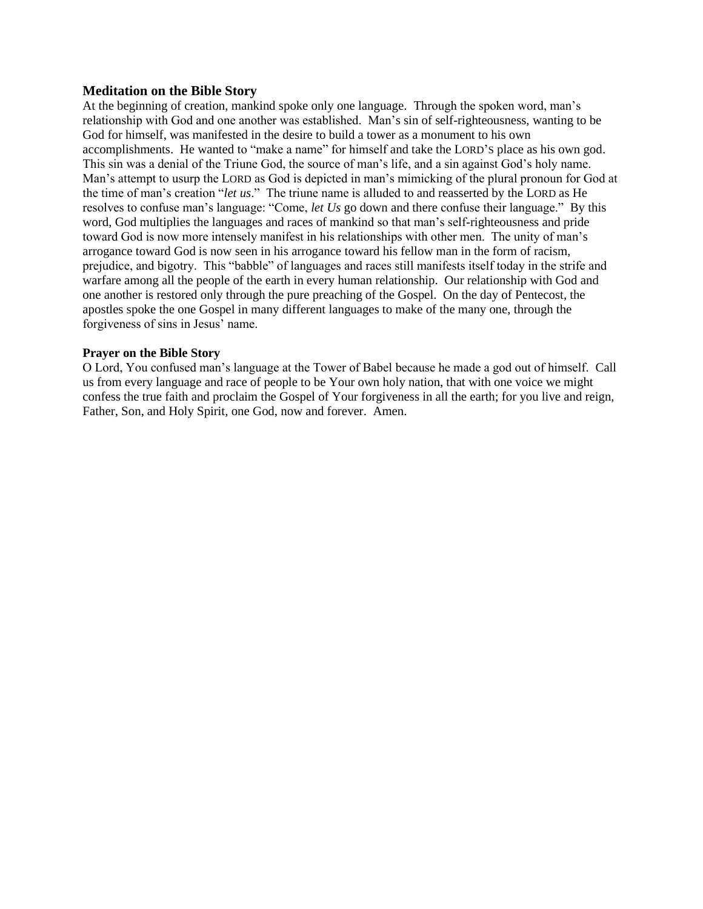### Meditation on the Bible Story

At the beginning of creation, mankind spoke only one language. Through the spoken word, man's relationship with God and one another was established. Man's sin of self-righteousness, wanting to be God for himself, was manifested in the desire to build a tower as a monument to his own accomplishments. He wanted to "make a name" for himself and take the LORD'S place as his own god. This sin was a denial of the Triune God, the source of man's life, and a sin against God's holy name. Man's attempt to usurp the LORD as God is depicted in man's mimicking of the plural pronoun for God at the time of man's creation "*let us*." The triune name is alluded to and reasserted by the LORD as He resolves to confuse man's language: "Come, *let Us* go down and there confuse their language." By this word, God multiplies the languages and races of mankind so that man's self-righteousness and pride toward God is now more intensely manifest in his relationships with other men. The unity of man's arrogance toward God is now seen in his arrogance toward his fellow man in the form of racism, prejudice, and bigotry. This "babble" of languages and races still manifests itself today in the strife and warfare among all the people of the earth in every human relationship. Our relationship with God and one another is restored only through the pure preaching of the Gospel. On the day of Pentecost, the apostles spoke the one Gospel in many different languages to make of the many one, through the forgiveness of sins in Jesus' name.

### Prayer on the Bible Story

O Lord, You confused man's language at the Tower of Babel because he made a god out of himself. Call us from every language and race of people to be Your own holy nation, that with one voice we might confess the true faith and proclaim the Gospel of Your forgiveness in all the earth; for you live and reign, Father, Son, and Holy Spirit, one God, now and forever. Amen.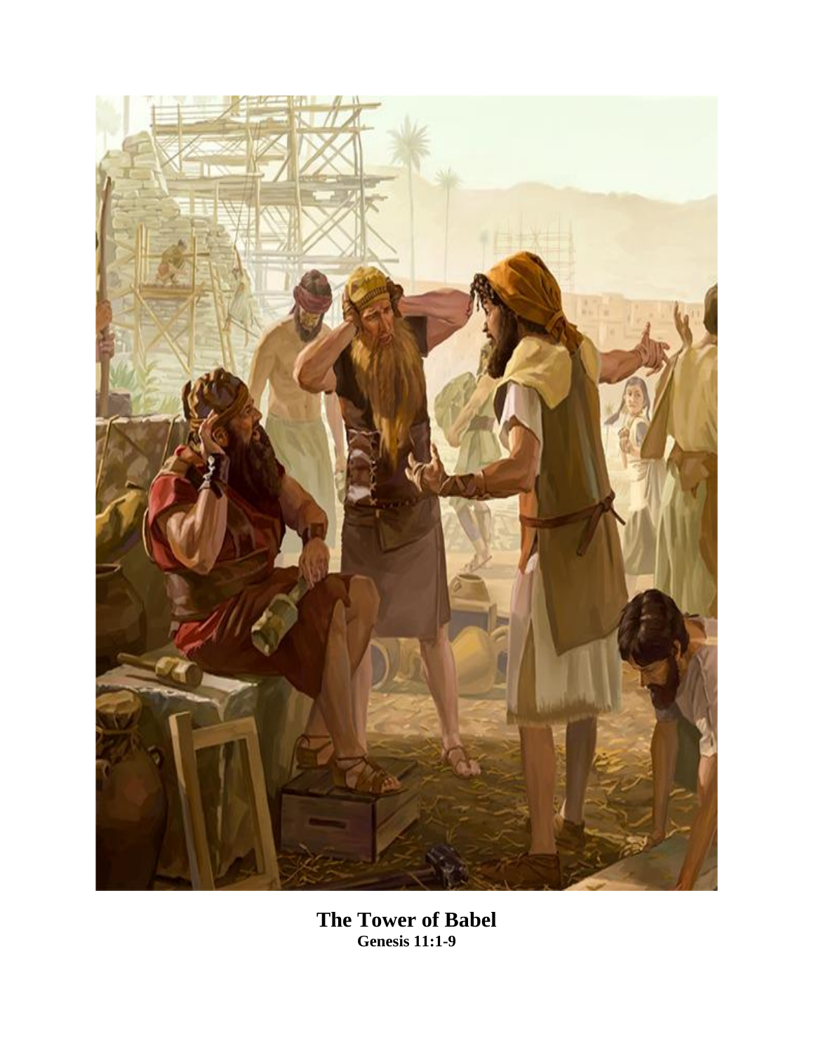**The Tower of Babel**
**Genesis 11:1-9**